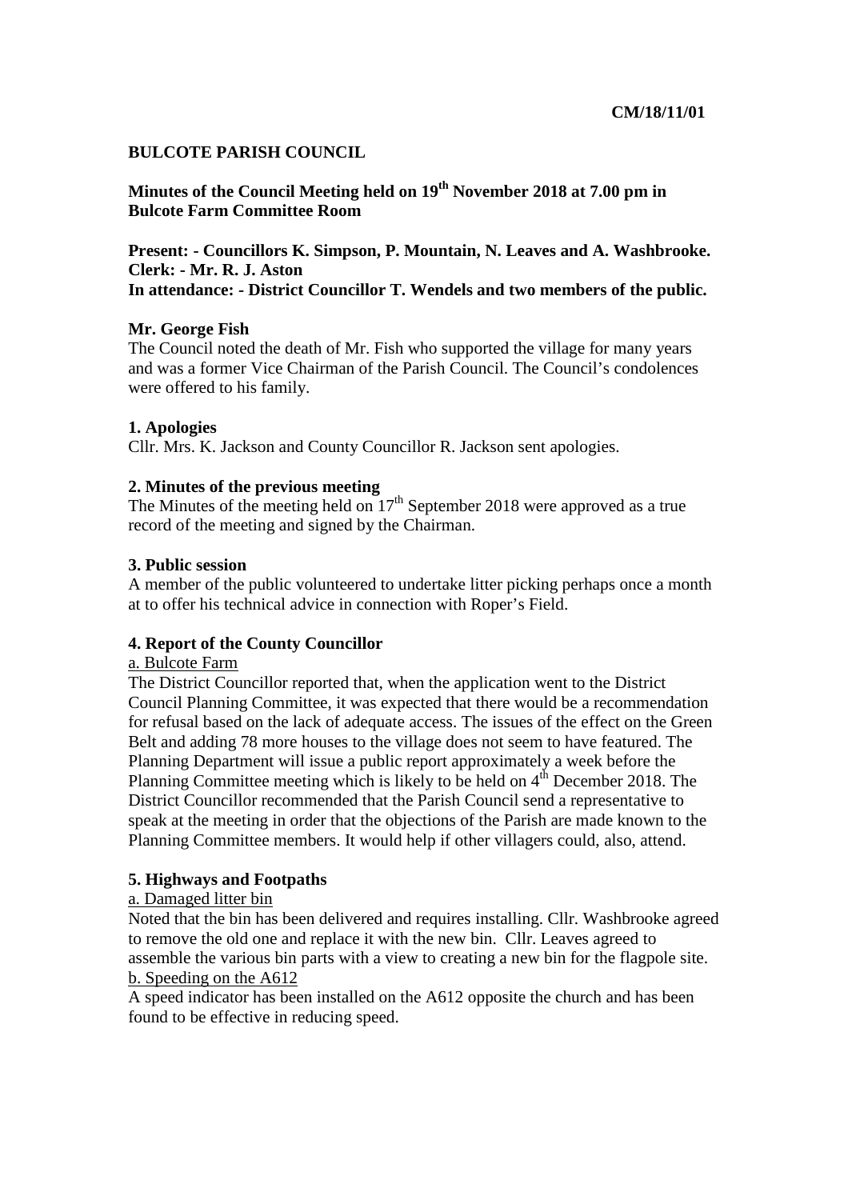**CM/18/11/01**

**BULCOTE PARISH COUNCIL**

**Minutes of the Council Meeting held on 19th November 2018 at 7.00 pm in Bulcote Farm Committee Room**

**Present: - Councillors K. Simpson, P. Mountain, N. Leaves and A. Washbrooke.**
**Clerk: - Mr. R. J. Aston**
**In attendance: - District Councillor T. Wendels and two members of the public.**

**Mr. George Fish**

The Council noted the death of Mr. Fish who supported the village for many years and was a former Vice Chairman of the Parish Council. The Council's condolences were offered to his family.

**1. Apologies**

Cllr. Mrs. K. Jackson and County Councillor R. Jackson sent apologies.

**2. Minutes of the previous meeting**

The Minutes of the meeting held on 17th September 2018 were approved as a true record of the meeting and signed by the Chairman.

**3. Public session**

A member of the public volunteered to undertake litter picking perhaps once a month at to offer his technical advice in connection with Roper's Field.

**4. Report of the County Councillor**

<u>a. Bulcote Farm</u>

The District Councillor reported that, when the application went to the District Council Planning Committee, it was expected that there would be a recommendation for refusal based on the lack of adequate access. The issues of the effect on the Green Belt and adding 78 more houses to the village does not seem to have featured. The Planning Department will issue a public report approximately a week before the Planning Committee meeting which is likely to be held on 4th December 2018. The District Councillor recommended that the Parish Council send a representative to speak at the meeting in order that the objections of the Parish are made known to the Planning Committee members. It would help if other villagers could, also, attend.

**5. Highways and Footpaths**

<u>a. Damaged litter bin</u>

Noted that the bin has been delivered and requires installing. Cllr. Washbrooke agreed to remove the old one and replace it with the new bin. Cllr. Leaves agreed to assemble the various bin parts with a view to creating a new bin for the flagpole site.

<u>b. Speeding on the A612</u>

A speed indicator has been installed on the A612 opposite the church and has been found to be effective in reducing speed.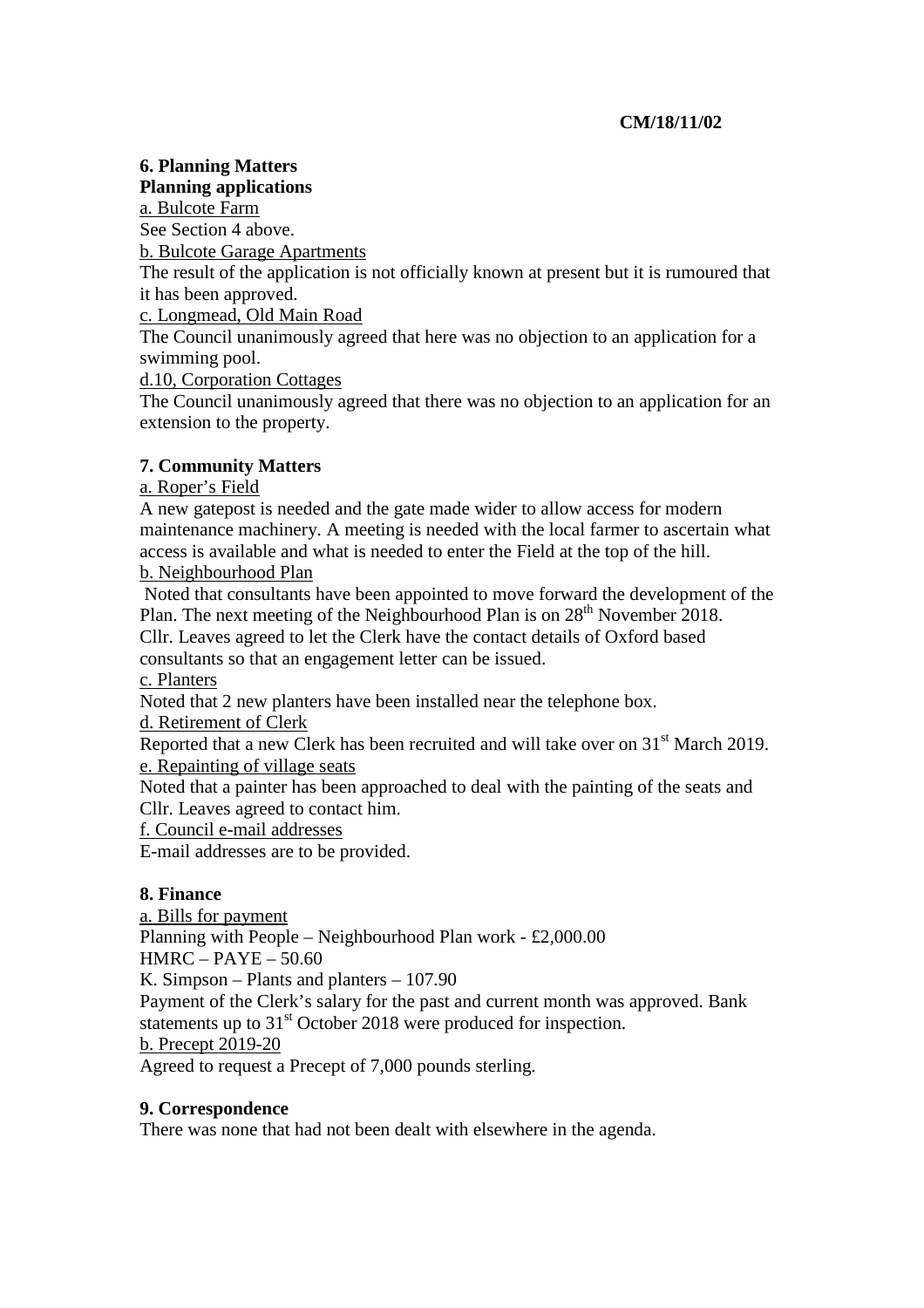**CM/18/11/02**

**6. Planning Matters**
**Planning applications**

a. Bulcote Farm

See Section 4 above.

b. Bulcote Garage Apartments

The result of the application is not officially known at present but it is rumoured that it has been approved.

c. Longmead, Old Main Road

The Council unanimously agreed that here was no objection to an application for a swimming pool.

d.10, Corporation Cottages

The Council unanimously agreed that there was no objection to an application for an extension to the property.

**7. Community Matters**

a. Roper's Field

A new gatepost is needed and the gate made wider to allow access for modern maintenance machinery. A meeting is needed with the local farmer to ascertain what access is available and what is needed to enter the Field at the top of the hill.

b. Neighbourhood Plan

Noted that consultants have been appointed to move forward the development of the Plan. The next meeting of the Neighbourhood Plan is on 28th November 2018.
Cllr. Leaves agreed to let the Clerk have the contact details of Oxford based consultants so that an engagement letter can be issued.

c. Planters

Noted that 2 new planters have been installed near the telephone box.

d. Retirement of Clerk

Reported that a new Clerk has been recruited and will take over on 31st March 2019.

e. Repainting of village seats

Noted that a painter has been approached to deal with the painting of the seats and Cllr. Leaves agreed to contact him.

f. Council e-mail addresses

E-mail addresses are to be provided.

**8. Finance**

a. Bills for payment

Planning with People – Neighbourhood Plan work - £2,000.00
HMRC – PAYE – 50.60
K. Simpson – Plants and planters – 107.90
Payment of the Clerk's salary for the past and current month was approved. Bank statements up to 31st October 2018 were produced for inspection.

b. Precept 2019-20

Agreed to request a Precept of 7,000 pounds sterling.

**9. Correspondence**

There was none that had not been dealt with elsewhere in the agenda.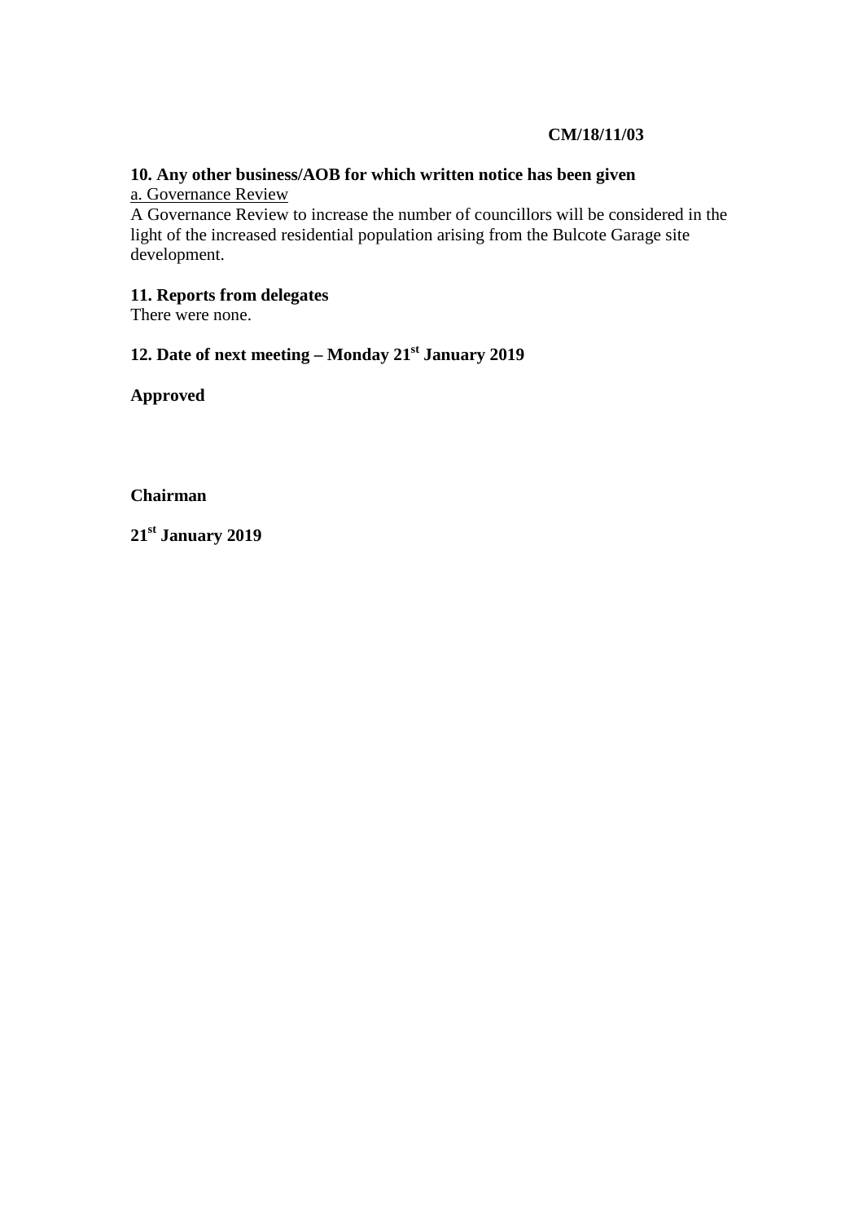**CM/18/11/03**

**10. Any other business/AOB for which written notice has been given**

a. Governance Review

A Governance Review to increase the number of councillors will be considered in the light of the increased residential population arising from the Bulcote Garage site development.

**11. Reports from delegates**

There were none.

**12. Date of next meeting – Monday 21st January 2019**

**Approved**

**Chairman**

**21st January 2019**